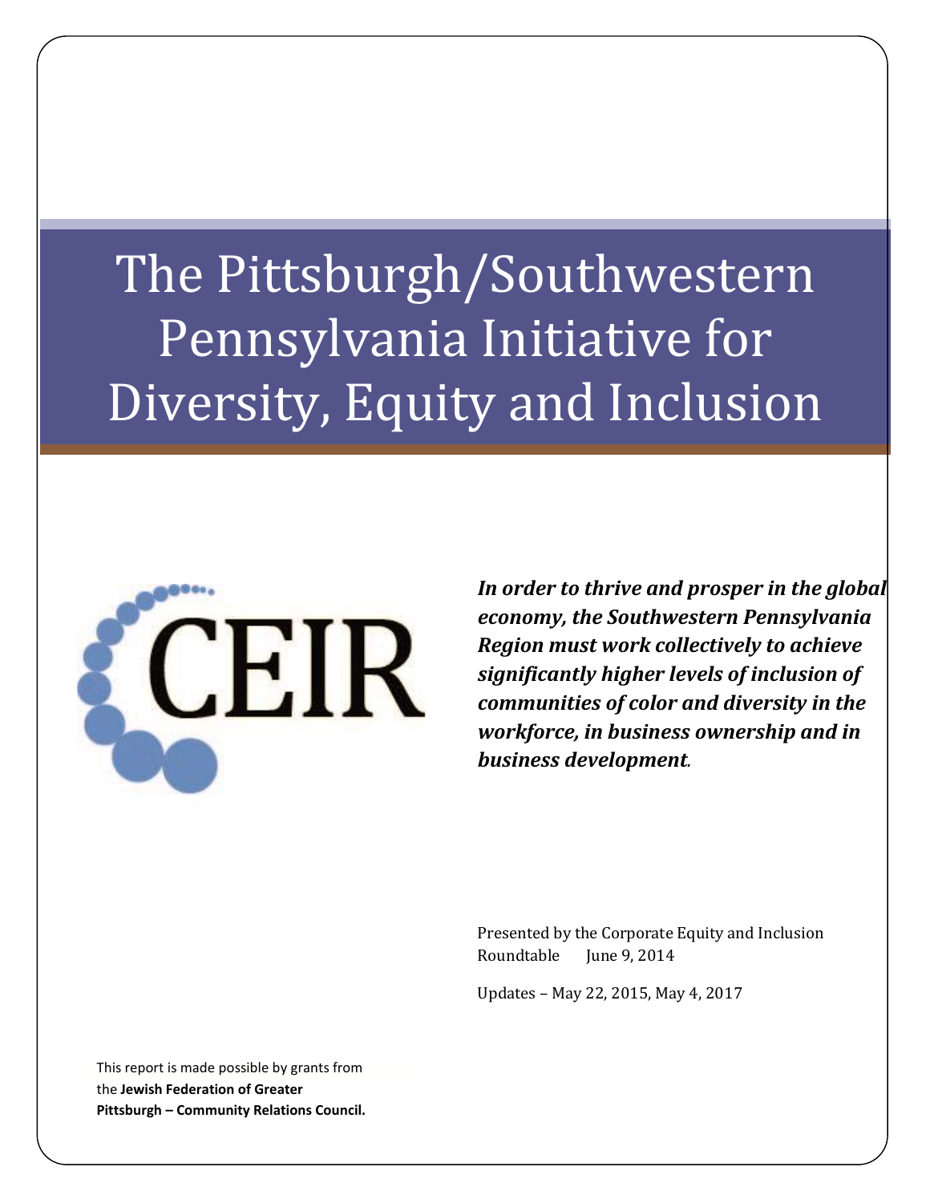# The Pittsburgh/Southwestern Pennsylvania Initiative for Diversity, Equity and Inclusion

CEIR

***In order to thrive and prosper in the global economy, the Southwestern Pennsylvania Region must work collectively to achieve significantly higher levels of inclusion of communities of color and diversity in the workforce, in business ownership and in business development.***

Presented by the Corporate Equity and Inclusion Roundtable June 9, 2014

Updates – May 22, 2015, May 4, 2017

This report is made possible by grants from the **Jewish Federation of Greater Pittsburgh – Community Relations Council.**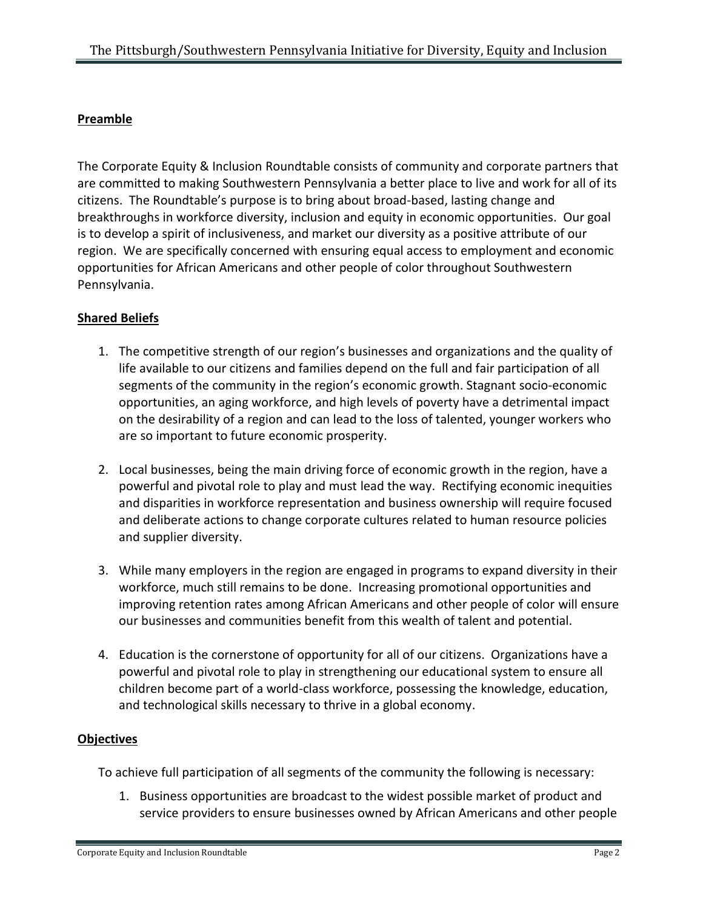## Preamble

The Corporate Equity & Inclusion Roundtable consists of community and corporate partners that are committed to making Southwestern Pennsylvania a better place to live and work for all of its citizens. The Roundtable's purpose is to bring about broad-based, lasting change and breakthroughs in workforce diversity, inclusion and equity in economic opportunities. Our goal is to develop a spirit of inclusiveness, and market our diversity as a positive attribute of our region. We are specifically concerned with ensuring equal access to employment and economic opportunities for African Americans and other people of color throughout Southwestern Pennsylvania.

## Shared Beliefs

1. The competitive strength of our region's businesses and organizations and the quality of life available to our citizens and families depend on the full and fair participation of all segments of the community in the region's economic growth. Stagnant socio-economic opportunities, an aging workforce, and high levels of poverty have a detrimental impact on the desirability of a region and can lead to the loss of talented, younger workers who are so important to future economic prosperity.

2. Local businesses, being the main driving force of economic growth in the region, have a powerful and pivotal role to play and must lead the way. Rectifying economic inequities and disparities in workforce representation and business ownership will require focused and deliberate actions to change corporate cultures related to human resource policies and supplier diversity.

3. While many employers in the region are engaged in programs to expand diversity in their workforce, much still remains to be done. Increasing promotional opportunities and improving retention rates among African Americans and other people of color will ensure our businesses and communities benefit from this wealth of talent and potential.

4. Education is the cornerstone of opportunity for all of our citizens. Organizations have a powerful and pivotal role to play in strengthening our educational system to ensure all children become part of a world-class workforce, possessing the knowledge, education, and technological skills necessary to thrive in a global economy.

## Objectives

To achieve full participation of all segments of the community the following is necessary:

1. Business opportunities are broadcast to the widest possible market of product and service providers to ensure businesses owned by African Americans and other people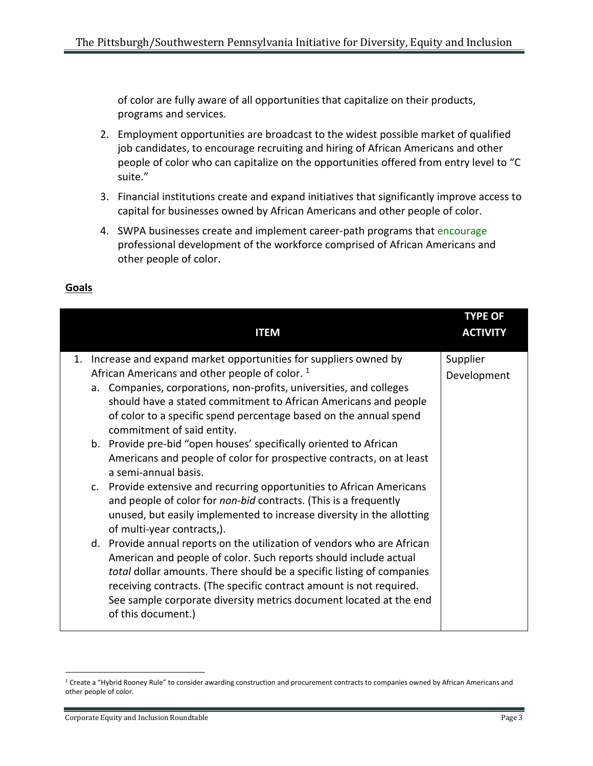of color are fully aware of all opportunities that capitalize on their products, programs and services.

2. Employment opportunities are broadcast to the widest possible market of qualified job candidates, to encourage recruiting and hiring of African Americans and other people of color who can capitalize on the opportunities offered from entry level to "C suite."
3. Financial institutions create and expand initiatives that significantly improve access to capital for businesses owned by African Americans and other people of color.
4. SWPA businesses create and implement career-path programs that encourage professional development of the workforce comprised of African Americans and other people of color.

**Goals**

| ITEM | TYPE OF ACTIVITY |
|---|---|
| 1. Increase and expand market opportunities for suppliers owned by African Americans and other people of color. [1]<br>a. Companies, corporations, non-profits, universities, and colleges should have a stated commitment to African Americans and people of color to a specific spend percentage based on the annual spend commitment of said entity.<br>b. Provide pre-bid "open houses' specifically oriented to African Americans and people of color for prospective contracts, on at least a semi-annual basis.<br>c. Provide extensive and recurring opportunities to African Americans and people of color for *non-bid* contracts. (This is a frequently unused, but easily implemented to increase diversity in the allotting of multi-year contracts,).<br>d. Provide annual reports on the utilization of vendors who are African American and people of color. Such reports should include actual *total* dollar amounts. There should be a specific listing of companies receiving contracts. (The specific contract amount is not required. See sample corporate diversity metrics document located at the end of this document.) | Supplier Development |

[1] Create a "Hybrid Rooney Rule" to consider awarding construction and procurement contracts to companies owned by African Americans and other people of color.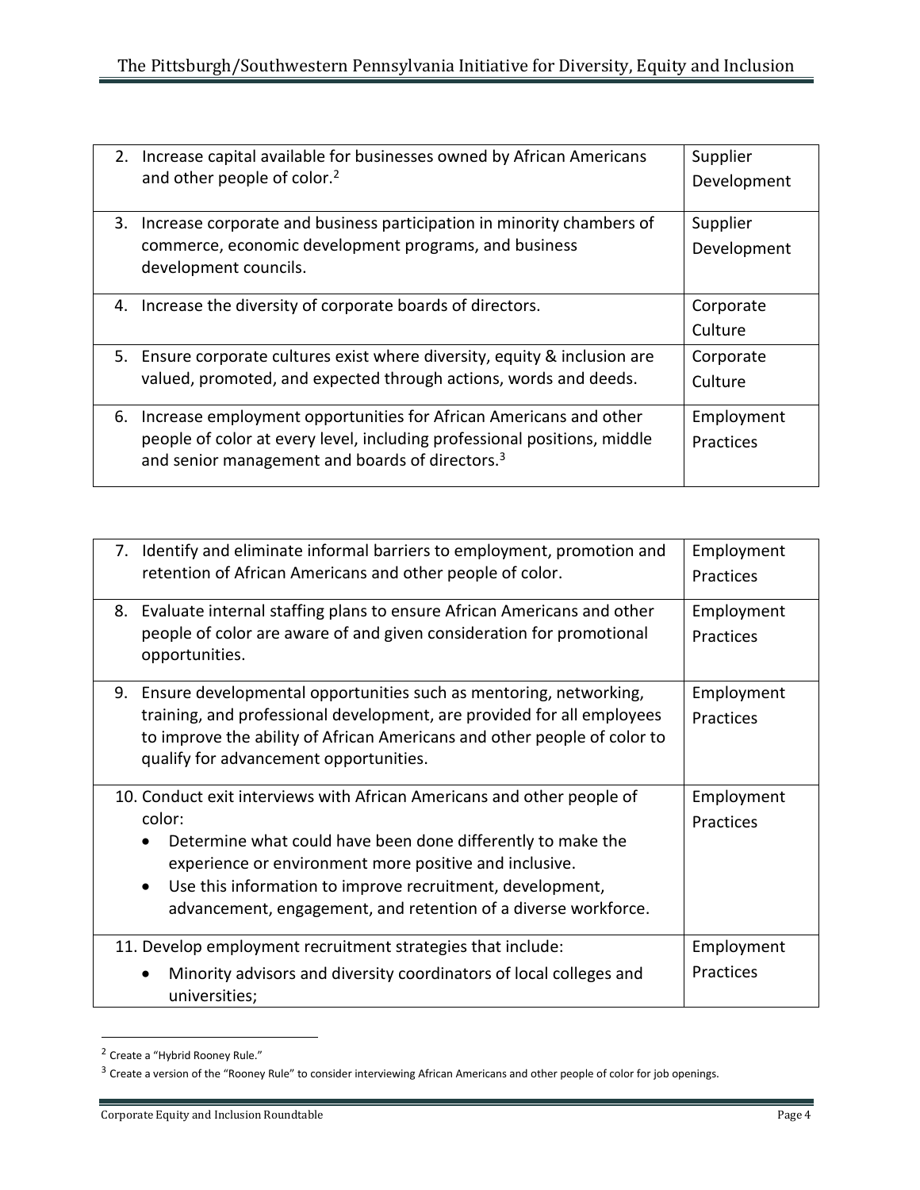| | |
|---|---|
| 2. Increase capital available for businesses owned by African Americans and other people of color.[2] | Supplier Development |
| 3. Increase corporate and business participation in minority chambers of commerce, economic development programs, and business development councils. | Supplier Development |
| 4. Increase the diversity of corporate boards of directors. | Corporate Culture |
| 5. Ensure corporate cultures exist where diversity, equity & inclusion are valued, promoted, and expected through actions, words and deeds. | Corporate Culture |
| 6. Increase employment opportunities for African Americans and other people of color at every level, including professional positions, middle and senior management and boards of directors.[3] | Employment Practices |

| | |
|---|---|
| 7. Identify and eliminate informal barriers to employment, promotion and retention of African Americans and other people of color. | Employment Practices |
| 8. Evaluate internal staffing plans to ensure African Americans and other people of color are aware of and given consideration for promotional opportunities. | Employment Practices |
| 9. Ensure developmental opportunities such as mentoring, networking, training, and professional development, are provided for all employees to improve the ability of African Americans and other people of color to qualify for advancement opportunities. | Employment Practices |
| 10. Conduct exit interviews with African Americans and other people of color:<br>• Determine what could have been done differently to make the experience or environment more positive and inclusive.<br>• Use this information to improve recruitment, development, advancement, engagement, and retention of a diverse workforce. | Employment Practices |
| 11. Develop employment recruitment strategies that include:<br>• Minority advisors and diversity coordinators of local colleges and universities; | Employment Practices |

[2] Create a "Hybrid Rooney Rule."

[3] Create a version of the "Rooney Rule" to consider interviewing African Americans and other people of color for job openings.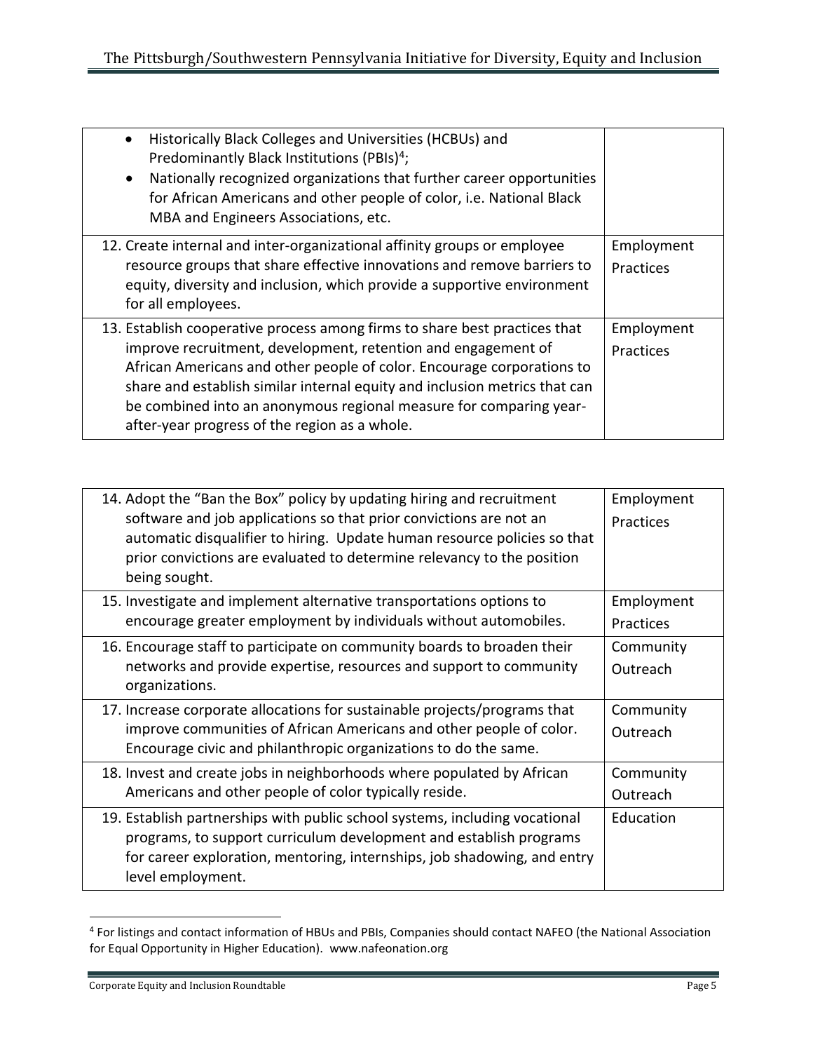| | |
|---|---|
| • Historically Black Colleges and Universities (HCBUs) and Predominantly Black Institutions (PBIs)[4]; <br> • Nationally recognized organizations that further career opportunities for African Americans and other people of color, i.e. National Black MBA and Engineers Associations, etc. | |
| 12. Create internal and inter-organizational affinity groups or employee resource groups that share effective innovations and remove barriers to equity, diversity and inclusion, which provide a supportive environment for all employees. | Employment Practices |
| 13. Establish cooperative process among firms to share best practices that improve recruitment, development, retention and engagement of African Americans and other people of color. Encourage corporations to share and establish similar internal equity and inclusion metrics that can be combined into an anonymous regional measure for comparing year-after-year progress of the region as a whole. | Employment Practices |

| | |
|---|---|
| 14. Adopt the "Ban the Box" policy by updating hiring and recruitment software and job applications so that prior convictions are not an automatic disqualifier to hiring. Update human resource policies so that prior convictions are evaluated to determine relevancy to the position being sought. | Employment Practices |
| 15. Investigate and implement alternative transportations options to encourage greater employment by individuals without automobiles. | Employment Practices |
| 16. Encourage staff to participate on community boards to broaden their networks and provide expertise, resources and support to community organizations. | Community Outreach |
| 17. Increase corporate allocations for sustainable projects/programs that improve communities of African Americans and other people of color. Encourage civic and philanthropic organizations to do the same. | Community Outreach |
| 18. Invest and create jobs in neighborhoods where populated by African Americans and other people of color typically reside. | Community Outreach |
| 19. Establish partnerships with public school systems, including vocational programs, to support curriculum development and establish programs for career exploration, mentoring, internships, job shadowing, and entry level employment. | Education |

[4] For listings and contact information of HBUs and PBIs, Companies should contact NAFEO (the National Association for Equal Opportunity in Higher Education). www.nafeonation.org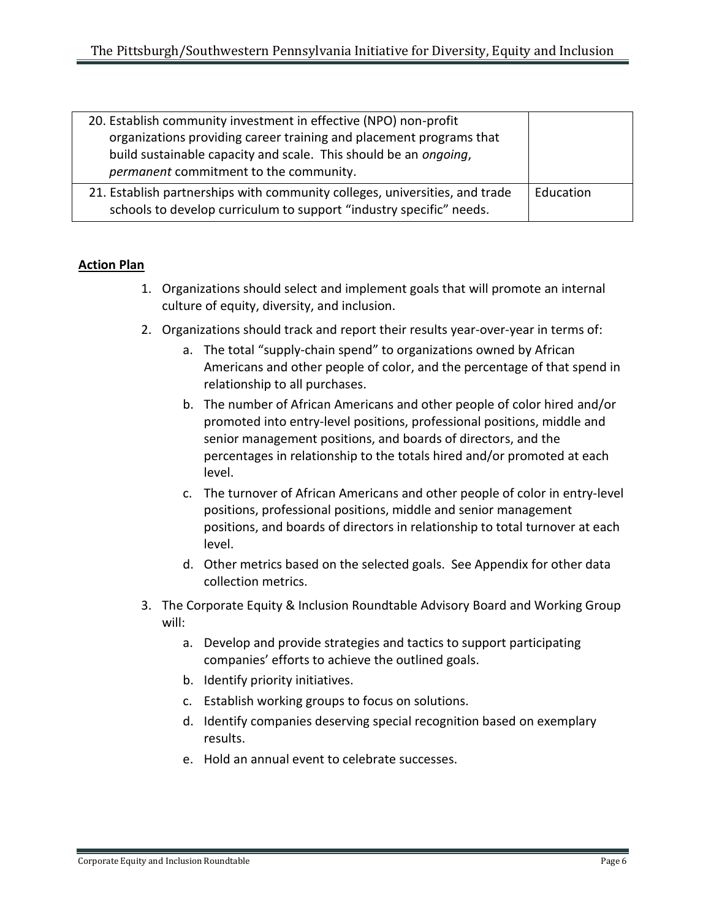| | |
|---|---|
| 20. Establish community investment in effective (NPO) non-profit organizations providing career training and placement programs that build sustainable capacity and scale. This should be an *ongoing*, *permanent* commitment to the community. | |
| 21. Establish partnerships with community colleges, universities, and trade schools to develop curriculum to support "industry specific" needs. | Education |

**Action Plan**

1. Organizations should select and implement goals that will promote an internal culture of equity, diversity, and inclusion.
2. Organizations should track and report their results year-over-year in terms of:
    a. The total "supply-chain spend" to organizations owned by African Americans and other people of color, and the percentage of that spend in relationship to all purchases.
    b. The number of African Americans and other people of color hired and/or promoted into entry-level positions, professional positions, middle and senior management positions, and boards of directors, and the percentages in relationship to the totals hired and/or promoted at each level.
    c. The turnover of African Americans and other people of color in entry-level positions, professional positions, middle and senior management positions, and boards of directors in relationship to total turnover at each level.
    d. Other metrics based on the selected goals. See Appendix for other data collection metrics.
3. The Corporate Equity & Inclusion Roundtable Advisory Board and Working Group will:
    a. Develop and provide strategies and tactics to support participating companies' efforts to achieve the outlined goals.
    b. Identify priority initiatives.
    c. Establish working groups to focus on solutions.
    d. Identify companies deserving special recognition based on exemplary results.
    e. Hold an annual event to celebrate successes.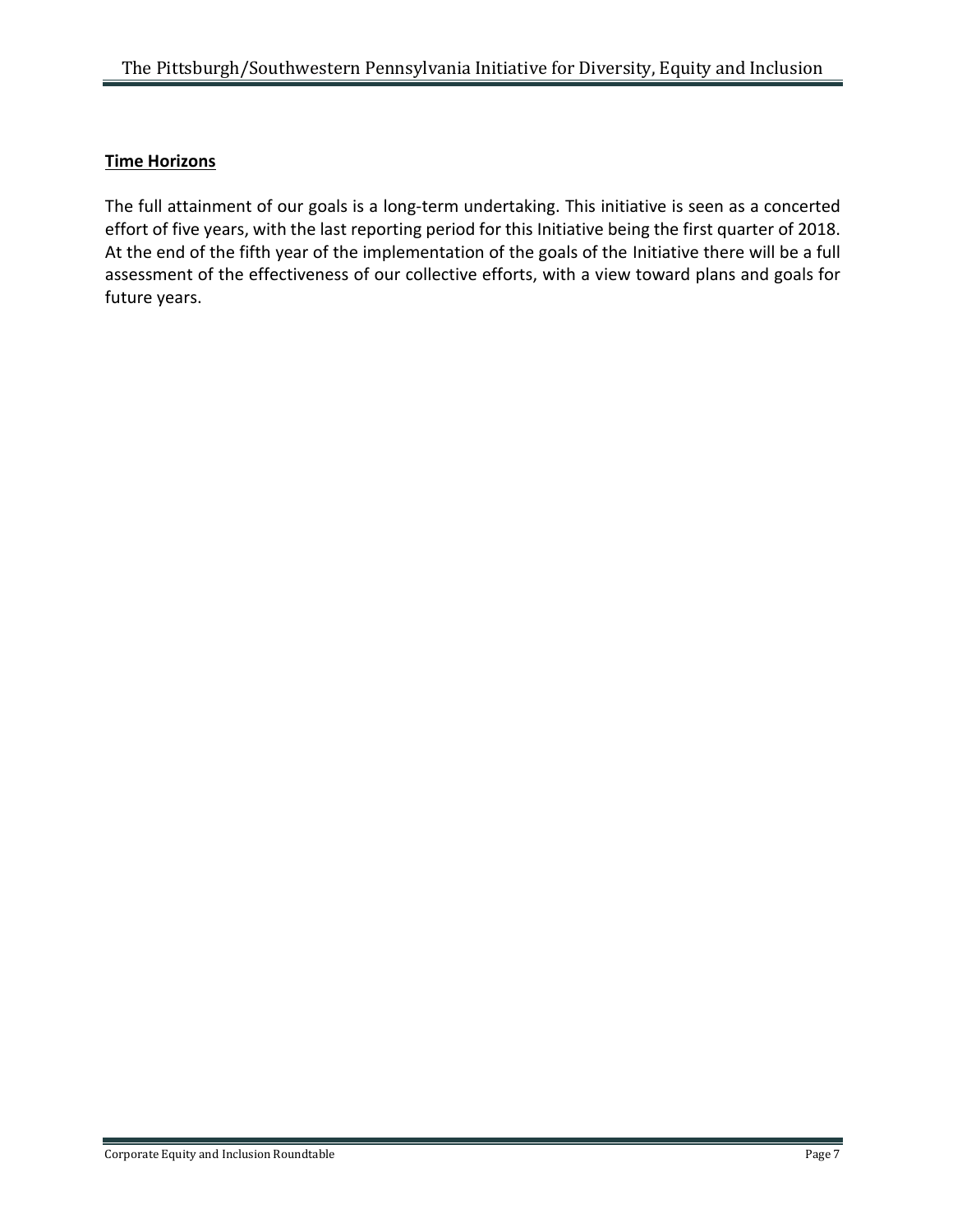**Time Horizons**

The full attainment of our goals is a long-term undertaking. This initiative is seen as a concerted effort of five years, with the last reporting period for this Initiative being the first quarter of 2018. At the end of the fifth year of the implementation of the goals of the Initiative there will be a full assessment of the effectiveness of our collective efforts, with a view toward plans and goals for future years.